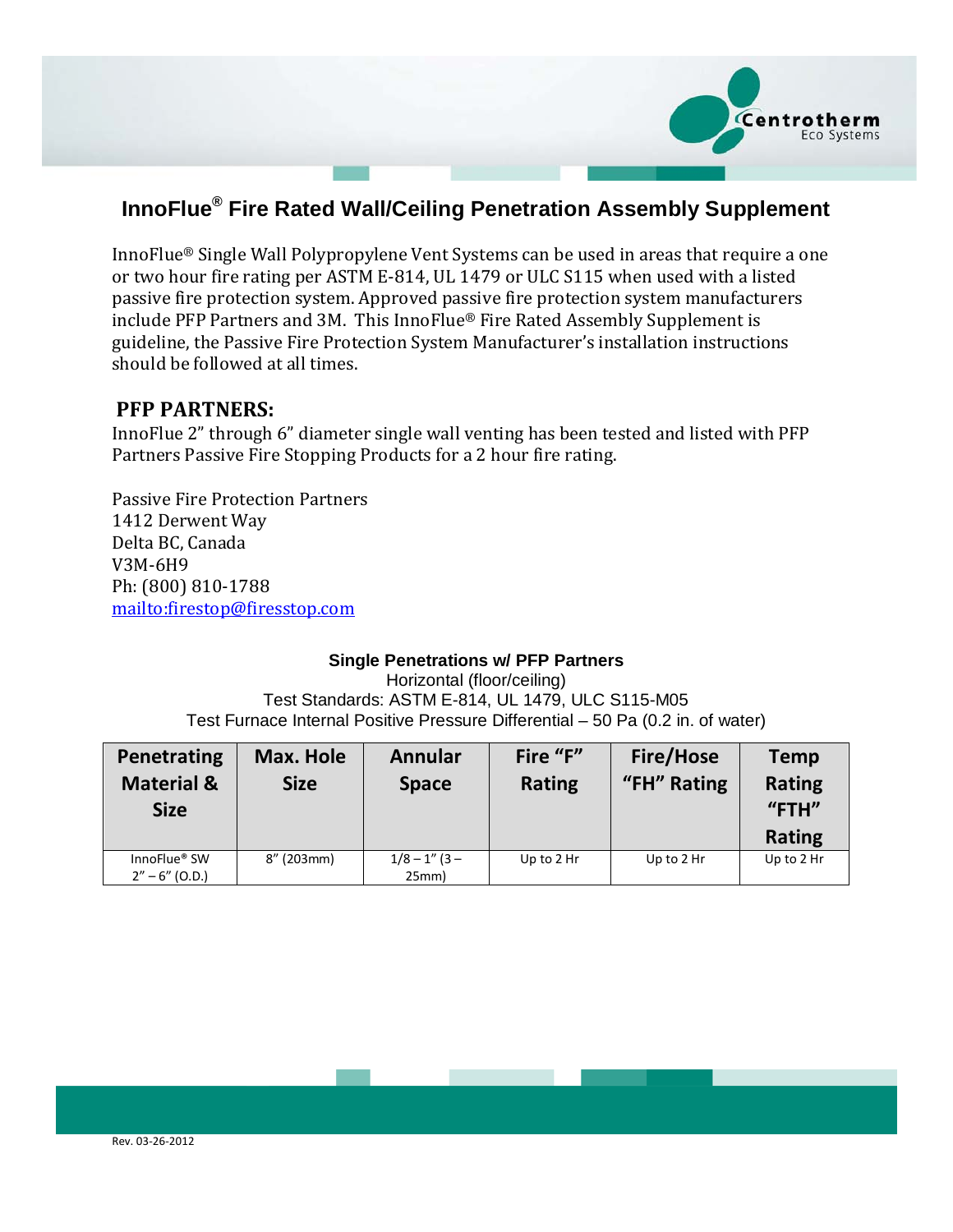# InnoFlue® Fire Rated Wall/Ceiling Penetration Assembly Supplement

InnoFlue® Single Wall Polypropylene Vent Systems can be used in areas that require a one or two hour fire rating per ASTM E-814, UL 1479 or ULC S115 when used with a listed passive fire protection system. Approved passive fire protection system manufacturers include PFP Partners and 3M. This InnoFlue® Fire Rated Assembly Supplement is guideline, the Passive Fire Protection System Manufacturer's installation instructions should be followed at all times.

## PFP PARTNERS:

InnoFlue 2" through 6" diameter single wall venting has been tested and listed with PFP Partners Passive Fire Stopping Products for a 2 hour fire rating.

Passive Fire Protection Partners
1412 Derwent Way
Delta BC, Canada
V3M-6H9
Ph: (800) 810-1788
mailto:firestop@firesstop.com

**Single Penetrations w/ PFP Partners**
Horizontal (floor/ceiling)
Test Standards: ASTM E-814, UL 1479, ULC S115-M05
Test Furnace Internal Positive Pressure Differential – 50 Pa (0.2 in. of water)

| Penetrating Material & Size | Max. Hole Size | Annular Space | Fire "F" Rating | Fire/Hose "FH" Rating | Temp Rating "FTH" Rating |
|---|---|---|---|---|---|
| InnoFlue® SW 2" – 6" (O.D.) | 8" (203mm) | 1/8 – 1" (3 – 25mm) | Up to 2 Hr | Up to 2 Hr | Up to 2 Hr |

Rev. 03-26-2012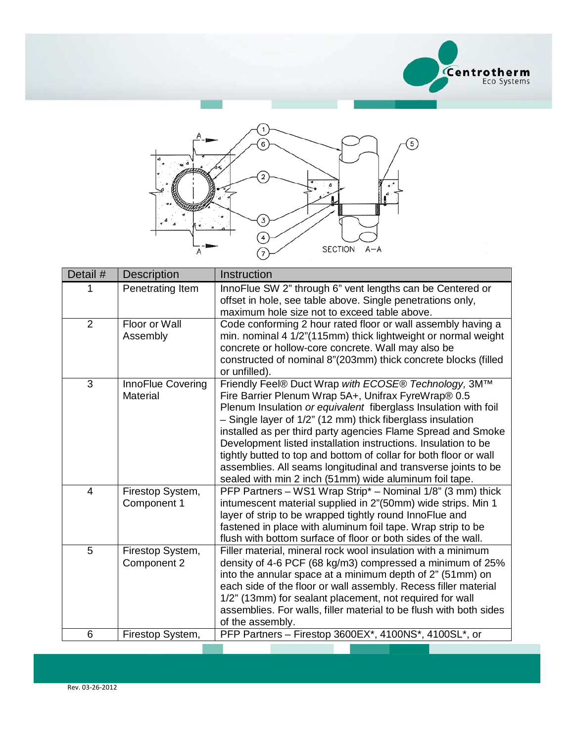| Detail # | Description | Instruction |
|---|---|---|
| 1 | Penetrating Item | InnoFlue SW 2" through 6" vent lengths can be Centered or offset in hole, see table above. Single penetrations only, maximum hole size not to exceed table above. |
| 2 | Floor or Wall Assembly | Code conforming 2 hour rated floor or wall assembly having a min. nominal 4 1/2"(115mm) thick lightweight or normal weight concrete or hollow-core concrete. Wall may also be constructed of nominal 8"(203mm) thick concrete blocks (filled or unfilled). |
| 3 | InnoFlue Covering Material | Friendly Feel® Duct Wrap *with ECOSE® Technology,* 3M™ Fire Barrier Plenum Wrap 5A+, Unifrax FyreWrap® 0.5 Plenum Insulation *or equivalent* fiberglass Insulation with foil – Single layer of 1/2" (12 mm) thick fiberglass insulation installed as per third party agencies Flame Spread and Smoke Development listed installation instructions. Insulation to be tightly butted to top and bottom of collar for both floor or wall assemblies. All seams longitudinal and transverse joints to be sealed with min 2 inch (51mm) wide aluminum foil tape. |
| 4 | Firestop System, Component 1 | PFP Partners – WS1 Wrap Strip* – Nominal 1/8" (3 mm) thick intumescent material supplied in 2"(50mm) wide strips. Min 1 layer of strip to be wrapped tightly round InnoFlue and fastened in place with aluminum foil tape. Wrap strip to be flush with bottom surface of floor or both sides of the wall. |
| 5 | Firestop System, Component 2 | Filler material, mineral rock wool insulation with a minimum density of 4-6 PCF (68 kg/m3) compressed a minimum of 25% into the annular space at a minimum depth of 2" (51mm) on each side of the floor or wall assembly. Recess filler material 1/2" (13mm) for sealant placement, not required for wall assemblies. For walls, filler material to be flush with both sides of the assembly. |
| 6 | Firestop System, | PFP Partners – Firestop 3600EX*, 4100NS*, 4100SL*, or |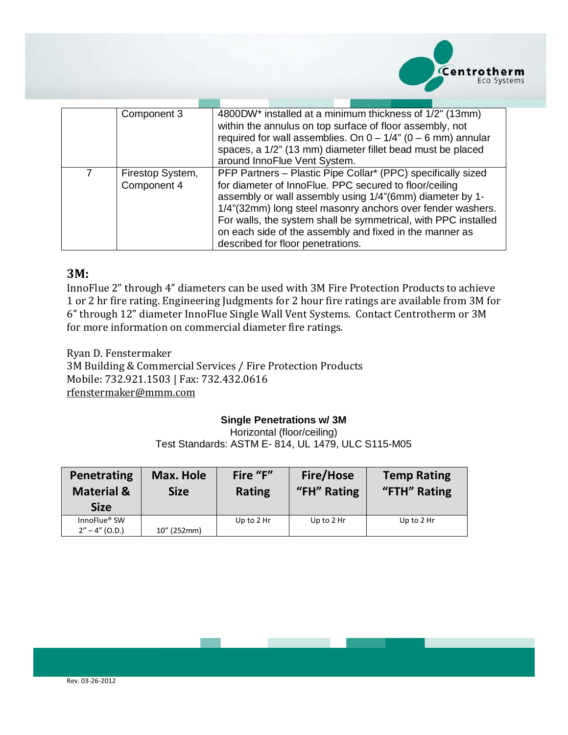|   | Component 3 | 4800DW* installed at a minimum thickness of 1/2" (13mm) within the annulus on top surface of floor assembly, not required for wall assemblies. On 0 – 1/4" (0 – 6 mm) annular spaces, a 1/2" (13 mm) diameter fillet bead must be placed around InnoFlue Vent System. |
|---|---|---|
| 7 | Firestop System, Component 4 | PFP Partners – Plastic Pipe Collar* (PPC) specifically sized for diameter of InnoFlue. PPC secured to floor/ceiling assembly or wall assembly using 1/4"(6mm) diameter by 1-1/4"(32mm) long steel masonry anchors over fender washers. For walls, the system shall be symmetrical, with PPC installed on each side of the assembly and fixed in the manner as described for floor penetrations. |

## 3M:

InnoFlue 2" through 4" diameters can be used with 3M Fire Protection Products to achieve 1 or 2 hr fire rating. Engineering Judgments for 2 hour fire ratings are available from 3M for 6" through 12" diameter InnoFlue Single Wall Vent Systems. Contact Centrotherm or 3M for more information on commercial diameter fire ratings.

Ryan D. Fenstermaker
3M Building & Commercial Services / Fire Protection Products
Mobile: 732.921.1503 | Fax: 732.432.0616
rfenstermaker@mmm.com

**Single Penetrations w/ 3M**
Horizontal (floor/ceiling)
Test Standards: ASTM E- 814, UL 1479, ULC S115-M05

| Penetrating Material & Size | Max. Hole Size | Fire "F" Rating | Fire/Hose "FH" Rating | Temp Rating "FTH" Rating |
|---|---|---|---|---|
| InnoFlue® SW 2" – 4" (O.D.) | 10" (252mm) | Up to 2 Hr | Up to 2 Hr | Up to 2 Hr |

Rev. 03-26-2012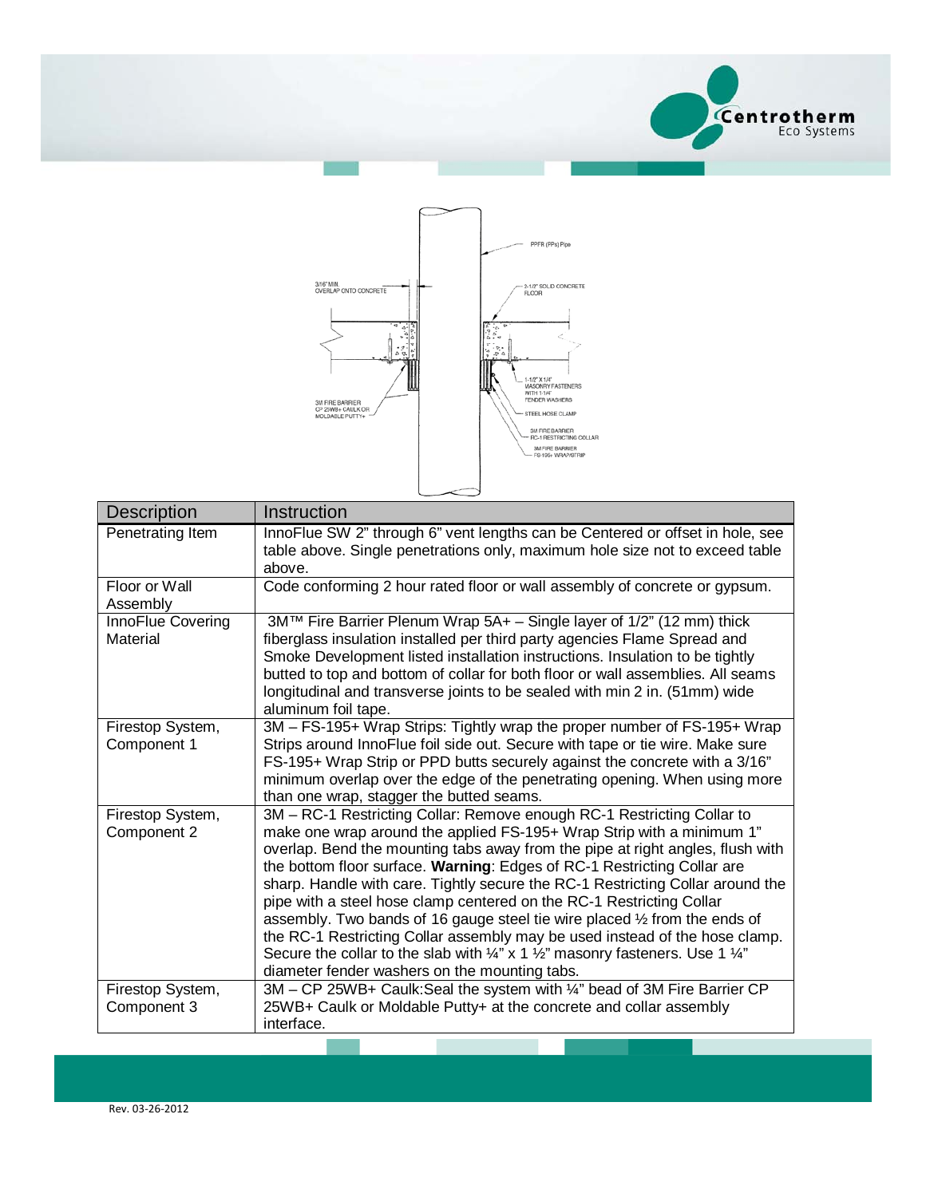PPFR (PPs) Pipe

3/16" MIN. OVERLAP ONTO CONCRETE

2-1/2" SOLID CONCRETE FLOOR

1-1/2" X 1/4" MASONRY FASTENERS WITH 1-1/4" FENDER WASHERS

3M FIRE BARRIER CP 25WB+ CAULK OR MOLDABLE PUTTY+

STEEL HOSE CLAMP

3M FIRE BARRIER RC-1 RESTRICTING COLLAR

3M FIRE BARRIER FS-195+ WRAP/STRIP

| Description | Instruction |
|---|---|
| Penetrating Item | InnoFlue SW 2" through 6" vent lengths can be Centered or offset in hole, see table above. Single penetrations only, maximum hole size not to exceed table above. |
| Floor or Wall Assembly | Code conforming 2 hour rated floor or wall assembly of concrete or gypsum. |
| InnoFlue Covering Material | 3M™ Fire Barrier Plenum Wrap 5A+ – Single layer of 1/2" (12 mm) thick fiberglass insulation installed per third party agencies Flame Spread and Smoke Development listed installation instructions. Insulation to be tightly butted to top and bottom of collar for both floor or wall assemblies. All seams longitudinal and transverse joints to be sealed with min 2 in. (51mm) wide aluminum foil tape. |
| Firestop System, Component 1 | 3M – FS-195+ Wrap Strips: Tightly wrap the proper number of FS-195+ Wrap Strips around InnoFlue foil side out. Secure with tape or tie wire. Make sure FS-195+ Wrap Strip or PPD butts securely against the concrete with a 3/16" minimum overlap over the edge of the penetrating opening. When using more than one wrap, stagger the butted seams. |
| Firestop System, Component 2 | 3M – RC-1 Restricting Collar: Remove enough RC-1 Restricting Collar to make one wrap around the applied FS-195+ Wrap Strip with a minimum 1" overlap. Bend the mounting tabs away from the pipe at right angles, flush with the bottom floor surface. **Warning**: Edges of RC-1 Restricting Collar are sharp. Handle with care. Tightly secure the RC-1 Restricting Collar around the pipe with a steel hose clamp centered on the RC-1 Restricting Collar assembly. Two bands of 16 gauge steel tie wire placed ½ from the ends of the RC-1 Restricting Collar assembly may be used instead of the hose clamp. Secure the collar to the slab with ¼" x 1 ½" masonry fasteners. Use 1 ¼" diameter fender washers on the mounting tabs. |
| Firestop System, Component 3 | 3M – CP 25WB+ Caulk:Seal the system with ¼" bead of 3M Fire Barrier CP 25WB+ Caulk or Moldable Putty+ at the concrete and collar assembly interface. |

Rev. 03-26-2012